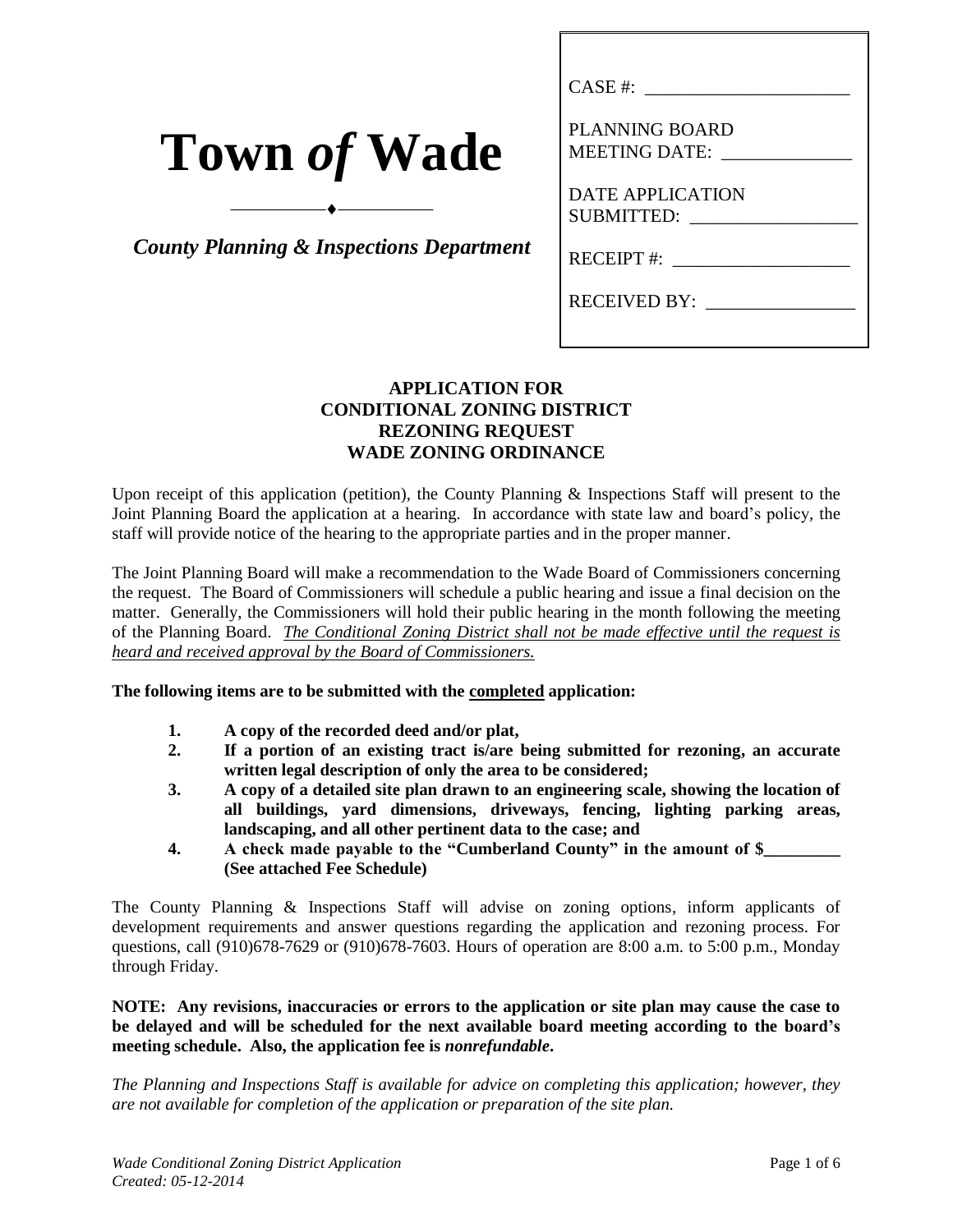# Town *of* Wade

*County Planning & Inspections Department*

CASE #: ______________________

PLANNING BOARD MEETING DATE: _____________

DATE APPLICATION SUBMITTED: _________________

RECEIPT #: ___________________

RECEIVED BY: ________________

## APPLICATION FOR CONDITIONAL ZONING DISTRICT REZONING REQUEST WADE ZONING ORDINANCE

Upon receipt of this application (petition), the County Planning & Inspections Staff will present to the Joint Planning Board the application at a hearing. In accordance with state law and board's policy, the staff will provide notice of the hearing to the appropriate parties and in the proper manner.

The Joint Planning Board will make a recommendation to the Wade Board of Commissioners concerning the request. The Board of Commissioners will schedule a public hearing and issue a final decision on the matter. Generally, the Commissioners will hold their public hearing in the month following the meeting of the Planning Board. *The Conditional Zoning District shall not be made effective until the request is heard and received approval by the Board of Commissioners.*

**The following items are to be submitted with the completed application:**

1. **A copy of the recorded deed and/or plat,**
2. **If a portion of an existing tract is/are being submitted for rezoning, an accurate written legal description of only the area to be considered;**
3. **A copy of a detailed site plan drawn to an engineering scale, showing the location of all buildings, yard dimensions, driveways, fencing, lighting parking areas, landscaping, and all other pertinent data to the case; and**
4. **A check made payable to the "Cumberland County" in the amount of $_________ (See attached Fee Schedule)**

The County Planning & Inspections Staff will advise on zoning options, inform applicants of development requirements and answer questions regarding the application and rezoning process. For questions, call (910)678-7629 or (910)678-7603. Hours of operation are 8:00 a.m. to 5:00 p.m., Monday through Friday.

**NOTE: Any revisions, inaccuracies or errors to the application or site plan may cause the case to be delayed and will be scheduled for the next available board meeting according to the board's meeting schedule. Also, the application fee is *nonrefundable*.**

*The Planning and Inspections Staff is available for advice on completing this application; however, they are not available for completion of the application or preparation of the site plan.*

*Wade Conditional Zoning District Application*
*Created: 05-12-2014*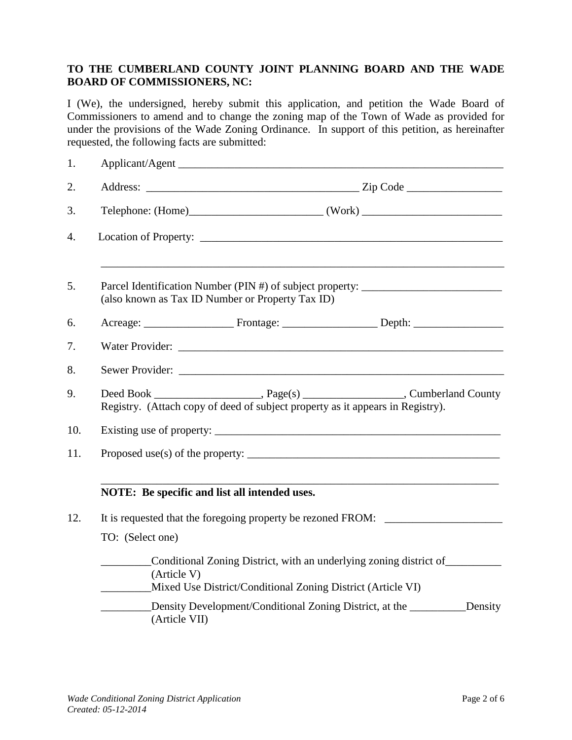**TO THE CUMBERLAND COUNTY JOINT PLANNING BOARD AND THE WADE BOARD OF COMMISSIONERS, NC:**

I (We), the undersigned, hereby submit this application, and petition the Wade Board of Commissioners to amend and to change the zoning map of the Town of Wade as provided for under the provisions of the Wade Zoning Ordinance. In support of this petition, as hereinafter requested, the following facts are submitted:

1. Applicant/Agent ______________________________________________________________

2. Address: ______________________________________ Zip Code _________________

3. Telephone: (Home)________________________ (Work) _________________________

4. Location of Property: _______________________________________________________

   __________________________________________________________________________

5. Parcel Identification Number (PIN #) of subject property: _________________________
   (also known as Tax ID Number or Property Tax ID)

6. Acreage: ________________ Frontage: _________________ Depth: ________________

7. Water Provider: ____________________________________________________________

8. Sewer Provider: ____________________________________________________________

9. Deed Book ___________________, Page(s) __________________, Cumberland County Registry. (Attach copy of deed of subject property as it appears in Registry).

10. Existing use of property: ____________________________________________________

11. Proposed use(s) of the property: _______________________________________________

    __________________________________________________________________________

    **NOTE: Be specific and list all intended uses.**

12. It is requested that the foregoing property be rezoned FROM: _____________________

    TO: (Select one)

    _________Conditional Zoning District, with an underlying zoning district of__________ (Article V)

    _________Mixed Use District/Conditional Zoning District (Article VI)

    _________Density Development/Conditional Zoning District, at the __________Density (Article VII)

*Wade Conditional Zoning District Application*
*Created: 05-12-2014*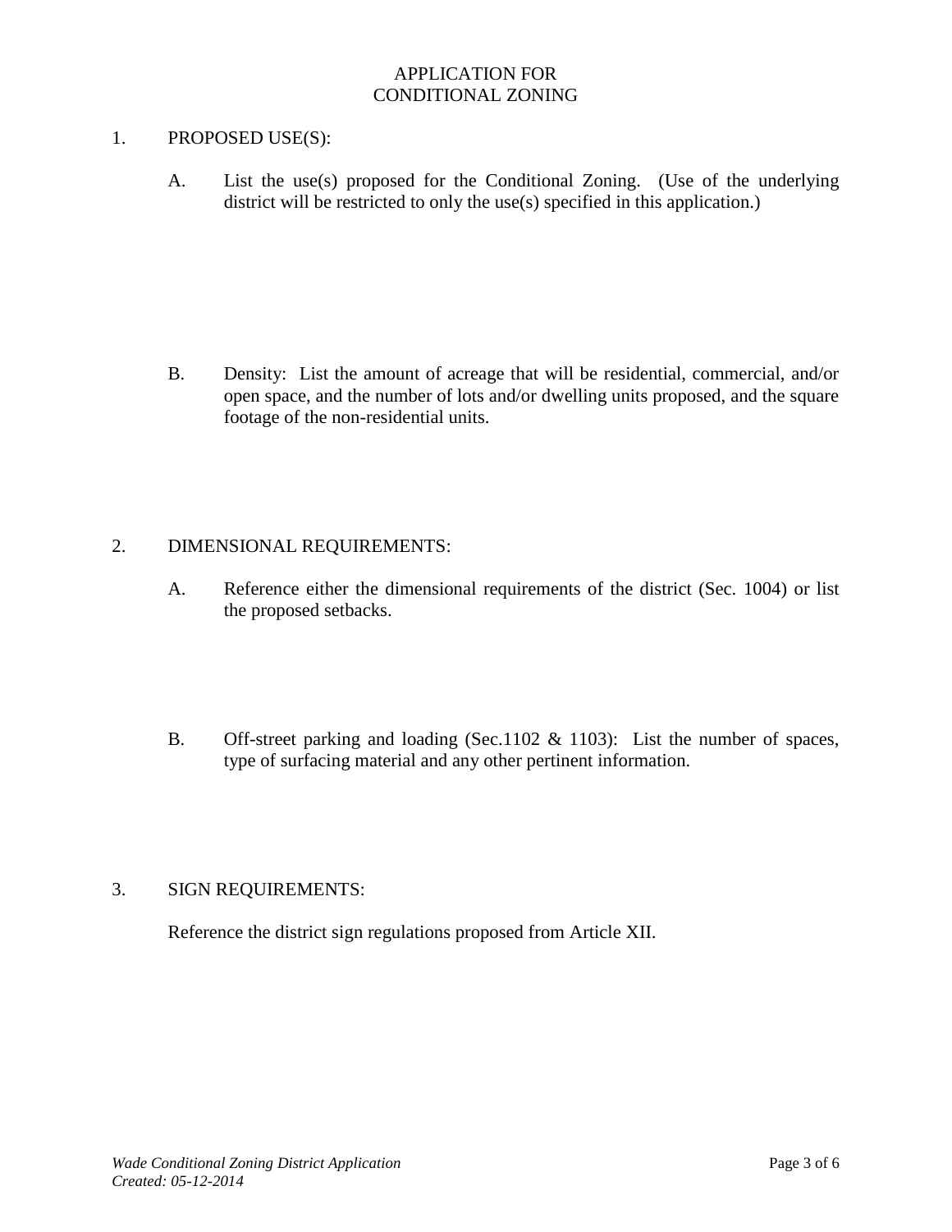# APPLICATION FOR CONDITIONAL ZONING

1. PROPOSED USE(S):

   A. List the use(s) proposed for the Conditional Zoning. (Use of the underlying district will be restricted to only the use(s) specified in this application.)

   B. Density: List the amount of acreage that will be residential, commercial, and/or open space, and the number of lots and/or dwelling units proposed, and the square footage of the non-residential units.

2. DIMENSIONAL REQUIREMENTS:

   A. Reference either the dimensional requirements of the district (Sec. 1004) or list the proposed setbacks.

   B. Off-street parking and loading (Sec.1102 & 1103): List the number of spaces, type of surfacing material and any other pertinent information.

3. SIGN REQUIREMENTS:

   Reference the district sign regulations proposed from Article XII.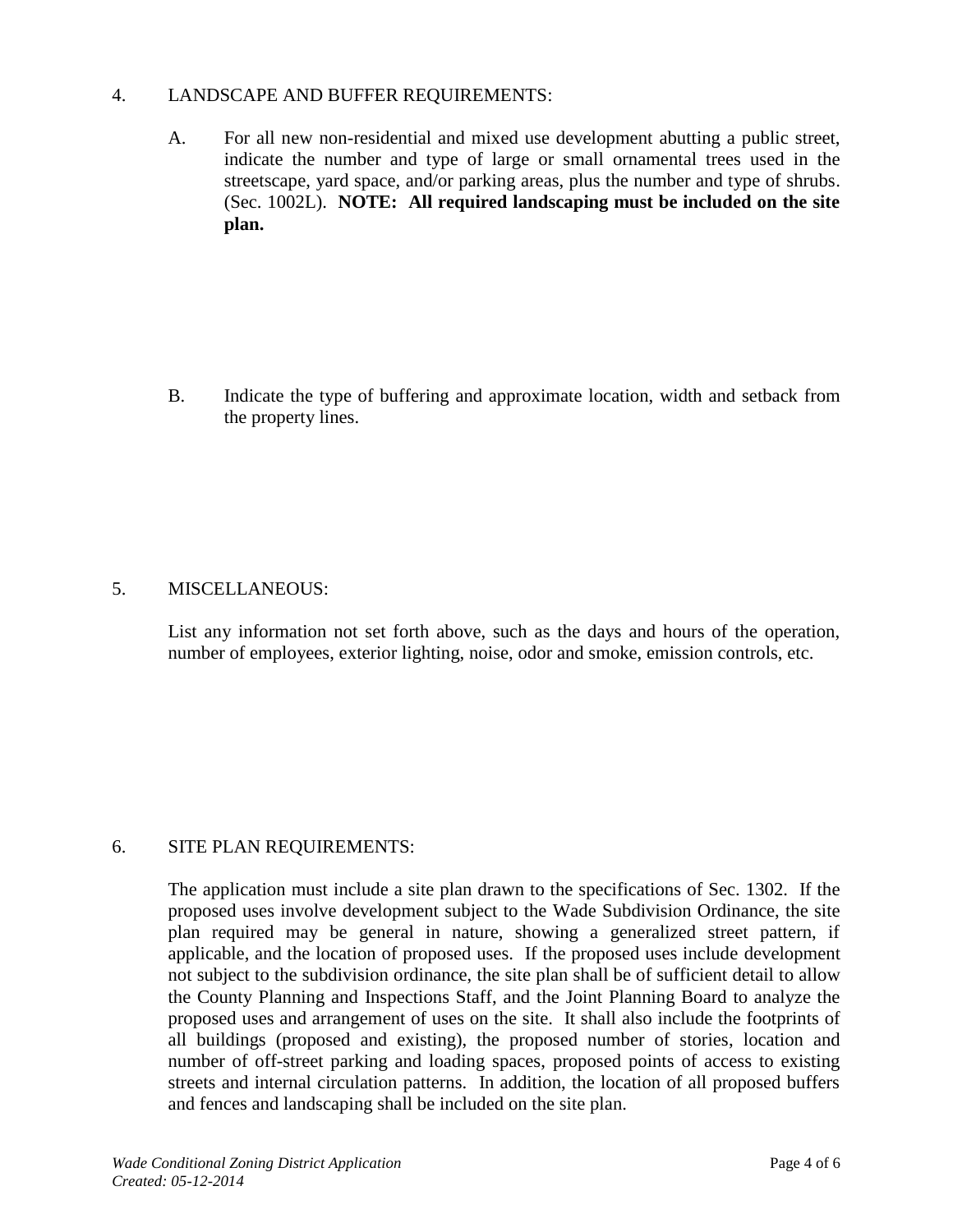4. LANDSCAPE AND BUFFER REQUIREMENTS:

   A. For all new non-residential and mixed use development abutting a public street, indicate the number and type of large or small ornamental trees used in the streetscape, yard space, and/or parking areas, plus the number and type of shrubs. (Sec. 1002L). **NOTE: All required landscaping must be included on the site plan.**

   B. Indicate the type of buffering and approximate location, width and setback from the property lines.

5. MISCELLANEOUS:

   List any information not set forth above, such as the days and hours of the operation, number of employees, exterior lighting, noise, odor and smoke, emission controls, etc.

6. SITE PLAN REQUIREMENTS:

   The application must include a site plan drawn to the specifications of Sec. 1302. If the proposed uses involve development subject to the Wade Subdivision Ordinance, the site plan required may be general in nature, showing a generalized street pattern, if applicable, and the location of proposed uses. If the proposed uses include development not subject to the subdivision ordinance, the site plan shall be of sufficient detail to allow the County Planning and Inspections Staff, and the Joint Planning Board to analyze the proposed uses and arrangement of uses on the site. It shall also include the footprints of all buildings (proposed and existing), the proposed number of stories, location and number of off-street parking and loading spaces, proposed points of access to existing streets and internal circulation patterns. In addition, the location of all proposed buffers and fences and landscaping shall be included on the site plan.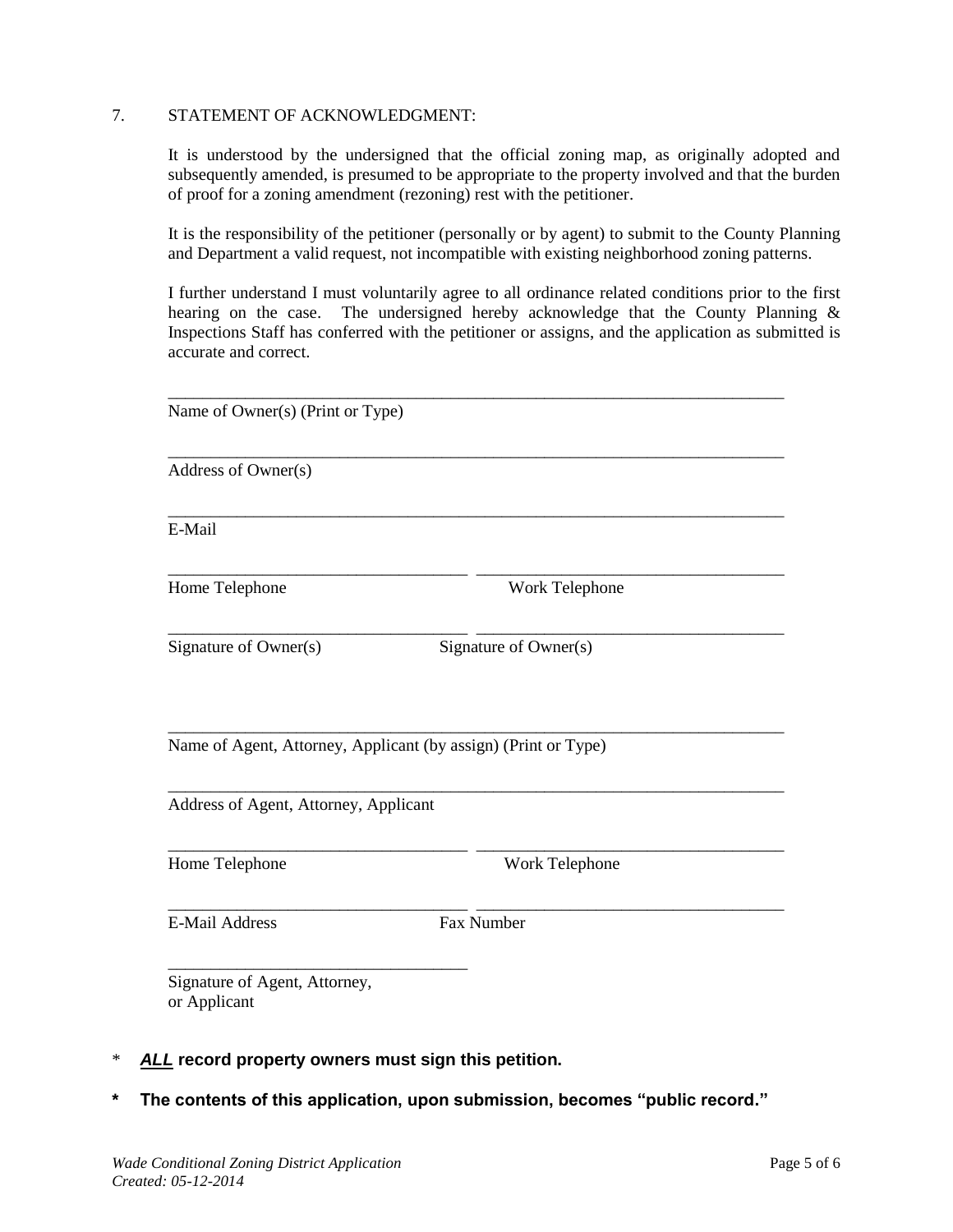7. STATEMENT OF ACKNOWLEDGMENT:

It is understood by the undersigned that the official zoning map, as originally adopted and subsequently amended, is presumed to be appropriate to the property involved and that the burden of proof for a zoning amendment (rezoning) rest with the petitioner.

It is the responsibility of the petitioner (personally or by agent) to submit to the County Planning and Department a valid request, not incompatible with existing neighborhood zoning patterns.

I further understand I must voluntarily agree to all ordinance related conditions prior to the first hearing on the case. The undersigned hereby acknowledge that the County Planning & Inspections Staff has conferred with the petitioner or assigns, and the application as submitted is accurate and correct.

___________________________________________________________________________
Name of Owner(s) (Print or Type)

___________________________________________________________________________
Address of Owner(s)

___________________________________________________________________________
E-Mail

____________________________________ ____________________________________
Home Telephone Work Telephone

____________________________________ ____________________________________
Signature of Owner(s) Signature of Owner(s)

___________________________________________________________________________
Name of Agent, Attorney, Applicant (by assign) (Print or Type)

___________________________________________________________________________
Address of Agent, Attorney, Applicant

____________________________________ ____________________________________
Home Telephone Work Telephone

____________________________________ ____________________________________
E-Mail Address Fax Number

____________________________________
Signature of Agent, Attorney, or Applicant

\* ***ALL*** **record property owners must sign this petition.**

**\* The contents of this application, upon submission, becomes "public record."**

*Wade Conditional Zoning District Application*
*Created: 05-12-2014*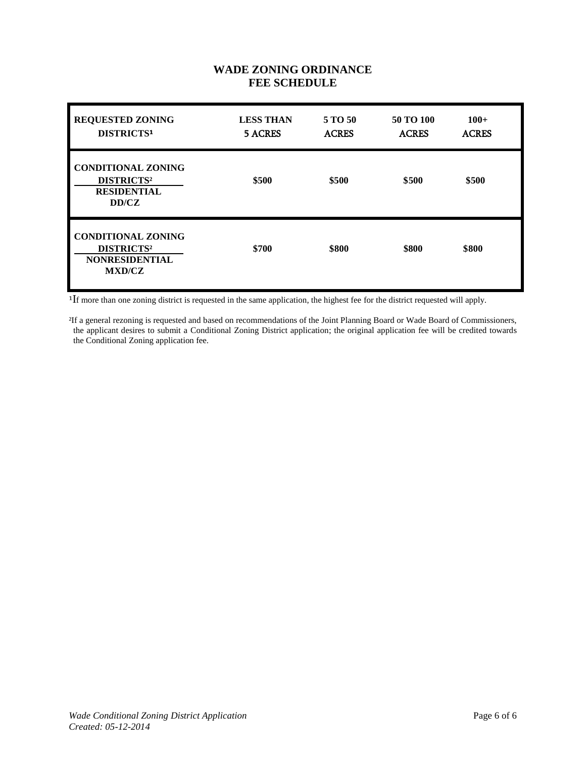# WADE ZONING ORDINANCE
# FEE SCHEDULE

| REQUESTED ZONING DISTRICTS[1] | LESS THAN 5 ACRES | 5 TO 50 ACRES | 50 TO 100 ACRES | 100+ ACRES |
|---|---|---|---|---|
| **CONDITIONAL ZONING DISTRICTS[2] RESIDENTIAL DD/CZ** | **$500** | **$500** | **$500** | **$500** |
| **CONDITIONAL ZONING DISTRICTS[2] NONRESIDENTIAL MXD/CZ** | **$700** | **$800** | **$800** | **$800** |

[1] If more than one zoning district is requested in the same application, the highest fee for the district requested will apply.

[2] If a general rezoning is requested and based on recommendations of the Joint Planning Board or Wade Board of Commissioners, the applicant desires to submit a Conditional Zoning District application; the original application fee will be credited towards the Conditional Zoning application fee.

*Wade Conditional Zoning District Application*
*Created: 05-12-2014*